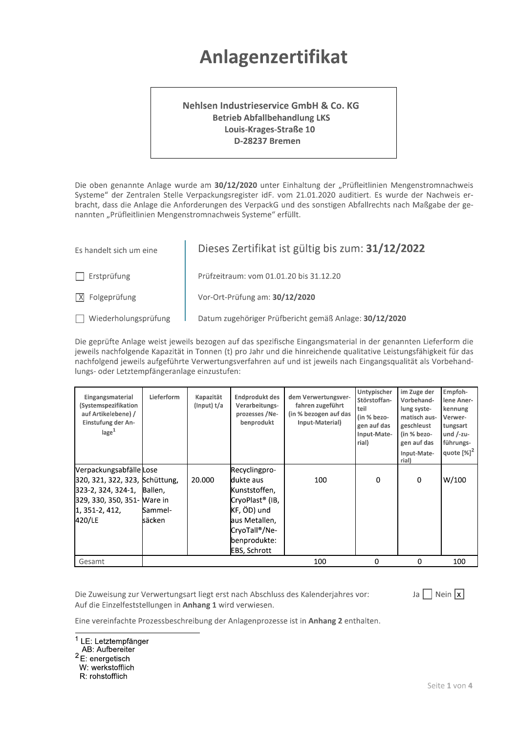# Anlagenzertifikat

**Nehlsen Industrieservice GmbH & Co. KG**
**Betrieb Abfallbehandlung LKS**
**Louis-Krages-Straße 10**
**D-28237 Bremen**

Die oben genannte Anlage wurde am **30/12/2020** unter Einhaltung der „Prüfleitlinien Mengenstromnachweis Systeme" der Zentralen Stelle Verpackungsregister idF. vom 21.01.2020 auditiert. Es wurde der Nachweis erbracht, dass die Anlage die Anforderungen des VerpackG und des sonstigen Abfallrechts nach Maßgabe der genannten „Prüfleitlinien Mengenstromnachweis Systeme" erfüllt.

Es handelt sich um eine

- [ ] Erstprüfung
- [x] Folgeprüfung
- [ ] Wiederholungsprüfung

Dieses Zertifikat ist gültig bis zum: **31/12/2022**

Prüfzeitraum: vom 01.01.20 bis 31.12.20

Vor-Ort-Prüfung am: **30/12/2020**

Datum zugehöriger Prüfbericht gemäß Anlage: **30/12/2020**

Die geprüfte Anlage weist jeweils bezogen auf das spezifische Eingangsmaterial in der genannten Lieferform die jeweils nachfolgende Kapazität in Tonnen (t) pro Jahr und die hinreichende qualitative Leistungsfähigkeit für das nachfolgend jeweils aufgeführte Verwertungsverfahren auf und ist jeweils nach Eingangsqualität als Vorbehandlungs- oder Letztempfängeranlage einzustufen:

| Eingangsmaterial (Systemspezifikation auf Artikelebene) / Einstufung der Anlage[1] | Lieferform | Kapazität (Input) t/a | Endprodukt des Verarbeitungsprozesses / Nebenprodukt | dem Verwertungsverfahren zugeführt (in % bezogen auf das Input-Material) | Untypischer Störstoffanteil (in % bezogen auf das Input-Material) | im Zuge der Vorbehandlung systematisch ausgeschleust (in % bezogen auf das Input-Material) | Empfohlene Anerkennung Verwertungsart und /-zuführungsquote [%][2] |
|---|---|---|---|---|---|---|---|
| Verpackungsabfälle 320, 321, 322, 323, 323-2, 324, 324-1, 329, 330, 350, 351-1, 351-2, 412, 420/LE | Lose Schüttung, Ballen, Ware in Sammelsäcken | 20.000 | Recyclingprodukte aus Kunststoffen, CryoPlast® (IB, KF, ÖD) und aus Metallen, CryoTall®/Nebenprodukte: EBS, Schrott | 100 | 0 | 0 | W/100 |
| Gesamt | | | | 100 | 0 | 0 | 100 |

Die Zuweisung zur Verwertungsart liegt erst nach Abschluss des Kalenderjahres vor: Ja [ ] Nein [x]

Auf die Einzelfeststellungen in **Anhang 1** wird verwiesen.

Eine vereinfachte Prozessbeschreibung der Anlagenprozesse ist in **Anhang 2** enthalten.

---

[1] LE: Letztempfänger
AB: Aufbereiter

[2] E: energetisch
W: werkstofflich
R: rohstofflich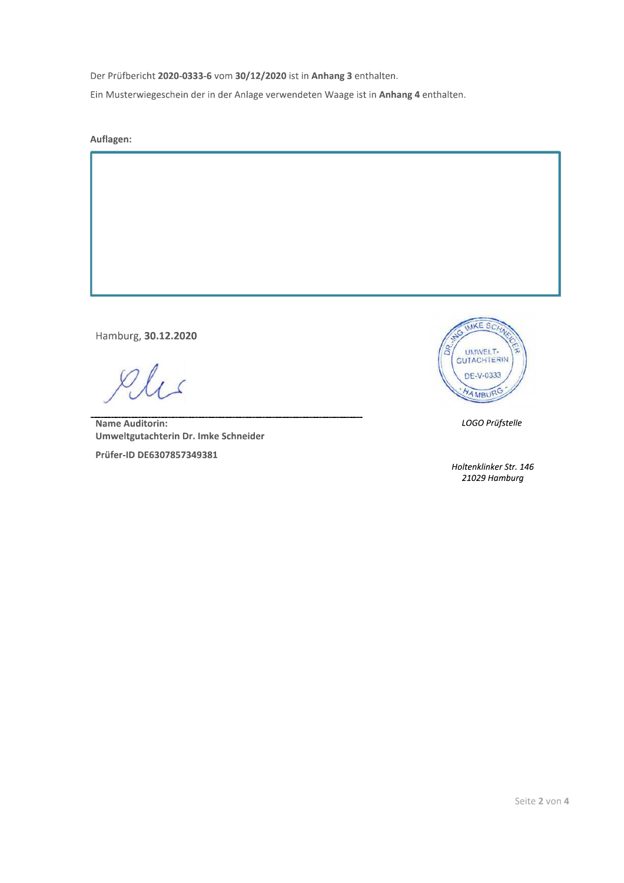Der Prüfbericht **2020-0333-6** vom **30/12/2020** ist in **Anhang 3** enthalten.

Ein Musterwiegeschein der in der Anlage verwendeten Waage ist in **Anhang 4** enthalten.

**Auflagen:**

Hamburg, **30.12.2020**

**Name Auditorin:**
**Umweltgutachterin Dr. Imke Schneider**

**Prüfer-ID DE6307857349381**

DR.-ING. IMKE SCHNEIDER
UMWELT-GUTACHTERIN
DE-V-0333
HAMBURG

*LOGO Prüfstelle*

*Holtenklinker Str. 146*
*21029 Hamburg*